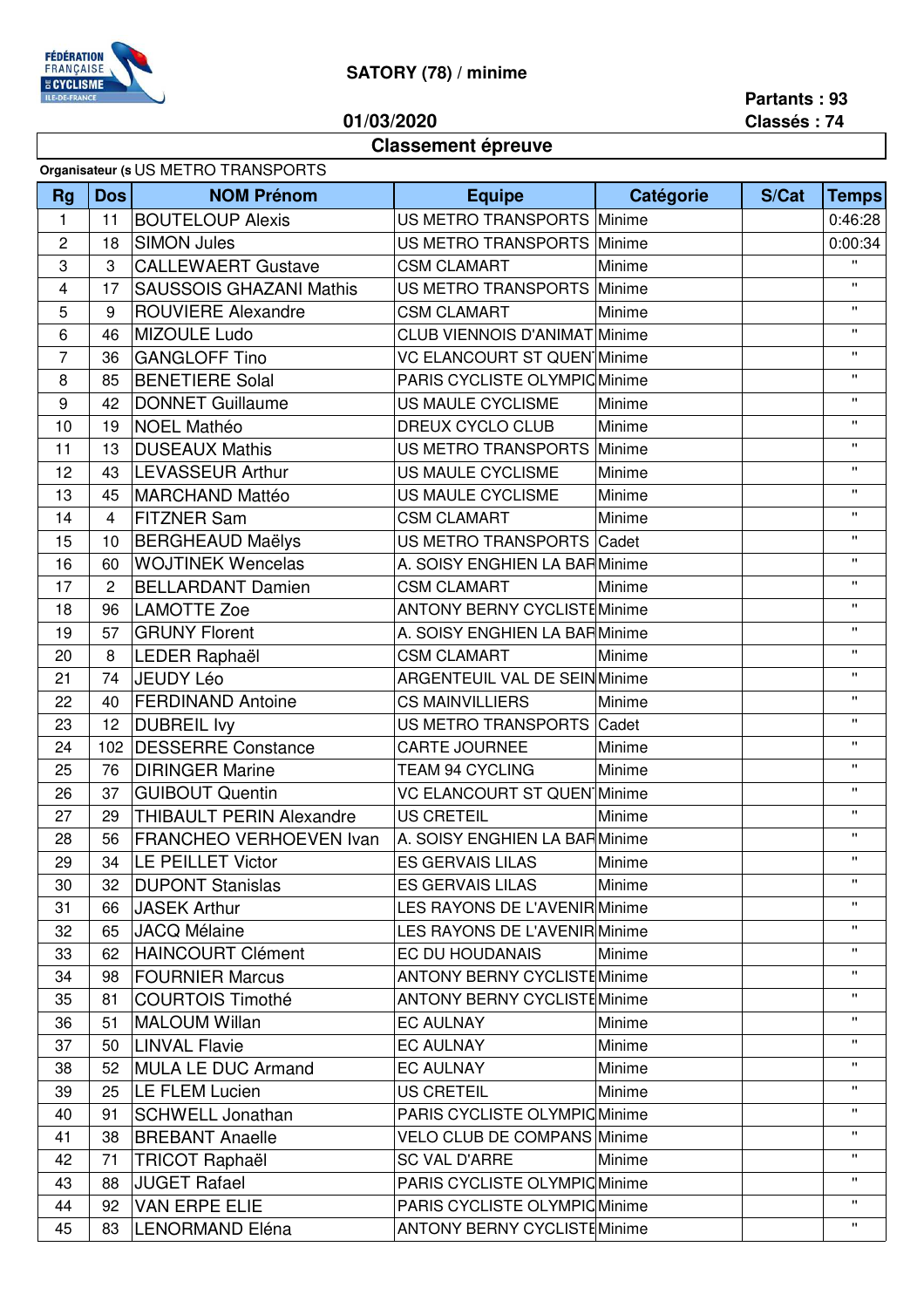FÉDÉRATION FRANÇAISE DE CYCLISME ILE-DE-FRANCE

# SATORY (78) / minime

**01/03/2020**

**Partants : 93**
**Classés : 74**

## Classement épreuve

**Organisateur (s** US METRO TRANSPORTS

| Rg | Dos | NOM Prénom | Equipe | Catégorie | S/Cat | Temps |
|---|---|---|---|---|---|---|
| 1 | 11 | BOUTELOUP Alexis | US METRO TRANSPORTS | Minime | | 0:46:28 |
| 2 | 18 | SIMON Jules | US METRO TRANSPORTS | Minime | | 0:00:34 |
| 3 | 3 | CALLEWAERT Gustave | CSM CLAMART | Minime | | " |
| 4 | 17 | SAUSSOIS GHAZANI Mathis | US METRO TRANSPORTS | Minime | | " |
| 5 | 9 | ROUVIERE Alexandre | CSM CLAMART | Minime | | " |
| 6 | 46 | MIZOULE Ludo | CLUB VIENNOIS D'ANIMAT | Minime | | " |
| 7 | 36 | GANGLOFF Tino | VC ELANCOURT ST QUEN | Minime | | " |
| 8 | 85 | BENETIERE Solal | PARIS CYCLISTE OLYMPIC | Minime | | " |
| 9 | 42 | DONNET Guillaume | US MAULE CYCLISME | Minime | | " |
| 10 | 19 | NOEL Mathéo | DREUX CYCLO CLUB | Minime | | " |
| 11 | 13 | DUSEAUX Mathis | US METRO TRANSPORTS | Minime | | " |
| 12 | 43 | LEVASSEUR Arthur | US MAULE CYCLISME | Minime | | " |
| 13 | 45 | MARCHAND Mattéo | US MAULE CYCLISME | Minime | | " |
| 14 | 4 | FITZNER Sam | CSM CLAMART | Minime | | " |
| 15 | 10 | BERGHEAUD Maëlys | US METRO TRANSPORTS | Cadet | | " |
| 16 | 60 | WOJTINEK Wencelas | A. SOISY ENGHIEN LA BAR | Minime | | " |
| 17 | 2 | BELLARDANT Damien | CSM CLAMART | Minime | | " |
| 18 | 96 | LAMOTTE Zoe | ANTONY BERNY CYCLISTE | Minime | | " |
| 19 | 57 | GRUNY Florent | A. SOISY ENGHIEN LA BAR | Minime | | " |
| 20 | 8 | LEDER Raphaël | CSM CLAMART | Minime | | " |
| 21 | 74 | JEUDY Léo | ARGENTEUIL VAL DE SEIN | Minime | | " |
| 22 | 40 | FERDINAND Antoine | CS MAINVILLIERS | Minime | | " |
| 23 | 12 | DUBREIL Ivy | US METRO TRANSPORTS | Cadet | | " |
| 24 | 102 | DESSERRE Constance | CARTE JOURNEE | Minime | | " |
| 25 | 76 | DIRINGER Marine | TEAM 94 CYCLING | Minime | | " |
| 26 | 37 | GUIBOUT Quentin | VC ELANCOURT ST QUEN | Minime | | " |
| 27 | 29 | THIBAULT PERIN Alexandre | US CRETEIL | Minime | | " |
| 28 | 56 | FRANCHEO VERHOEVEN Ivan | A. SOISY ENGHIEN LA BAR | Minime | | " |
| 29 | 34 | LE PEILLET Victor | ES GERVAIS LILAS | Minime | | " |
| 30 | 32 | DUPONT Stanislas | ES GERVAIS LILAS | Minime | | " |
| 31 | 66 | JASEK Arthur | LES RAYONS DE L'AVENIR | Minime | | " |
| 32 | 65 | JACQ Mélaine | LES RAYONS DE L'AVENIR | Minime | | " |
| 33 | 62 | HAINCOURT Clément | EC DU HOUDANAIS | Minime | | " |
| 34 | 98 | FOURNIER Marcus | ANTONY BERNY CYCLISTE | Minime | | " |
| 35 | 81 | COURTOIS Timothé | ANTONY BERNY CYCLISTE | Minime | | " |
| 36 | 51 | MALOUM Willan | EC AULNAY | Minime | | " |
| 37 | 50 | LINVAL Flavie | EC AULNAY | Minime | | " |
| 38 | 52 | MULA LE DUC Armand | EC AULNAY | Minime | | " |
| 39 | 25 | LE FLEM Lucien | US CRETEIL | Minime | | " |
| 40 | 91 | SCHWELL Jonathan | PARIS CYCLISTE OLYMPIC | Minime | | " |
| 41 | 38 | BREBANT Anaelle | VELO CLUB DE COMPANS | Minime | | " |
| 42 | 71 | TRICOT Raphaël | SC VAL D'ARRE | Minime | | " |
| 43 | 88 | JUGET Rafael | PARIS CYCLISTE OLYMPIC | Minime | | " |
| 44 | 92 | VAN ERPE ELIE | PARIS CYCLISTE OLYMPIC | Minime | | " |
| 45 | 83 | LENORMAND Eléna | ANTONY BERNY CYCLISTE | Minime | | " |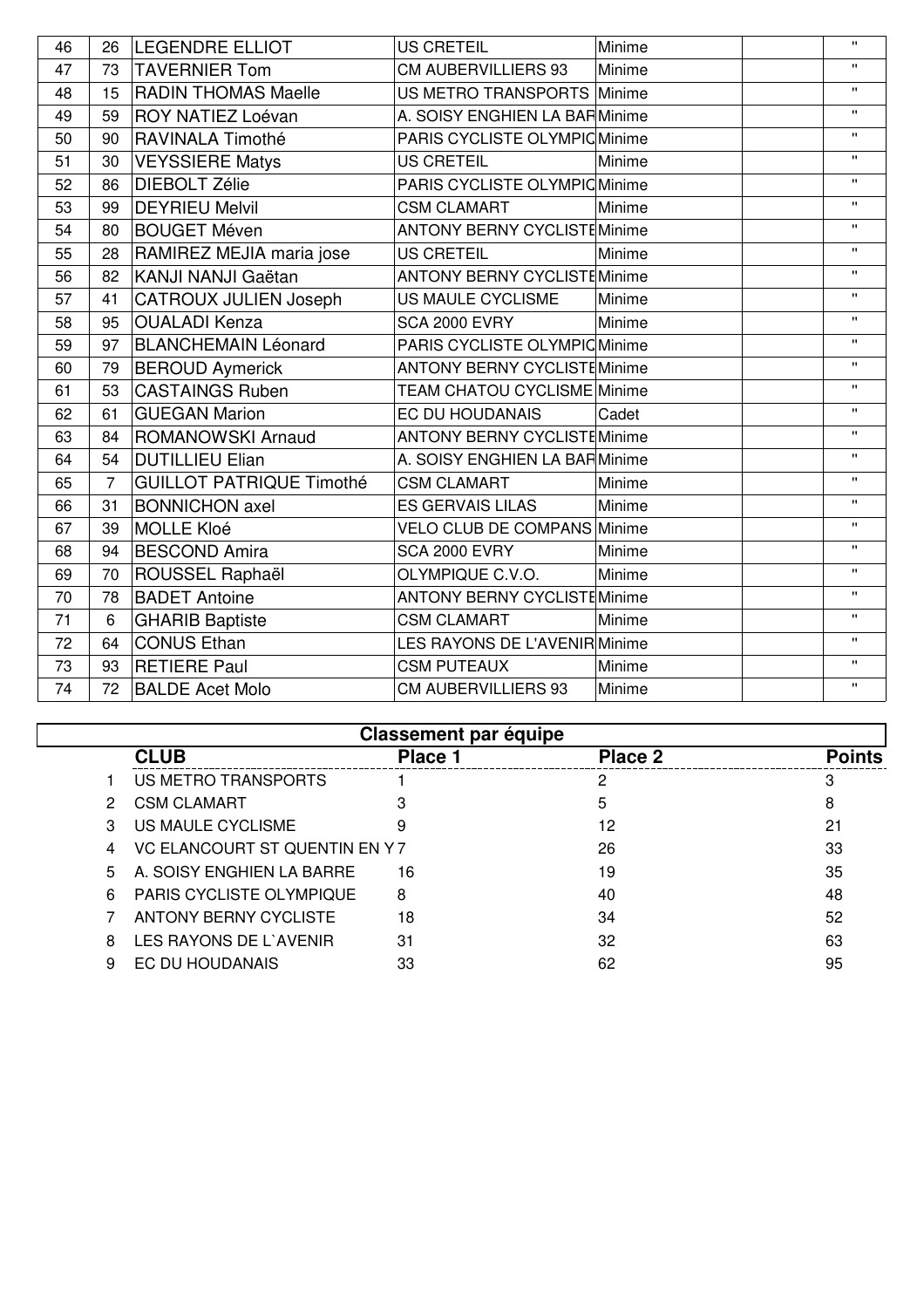| | | | | | | |
|---|---|---|---|---|---|---|
| 46 | 26 | LEGENDRE ELLIOT | US CRETEIL | Minime | | " |
| 47 | 73 | TAVERNIER Tom | CM AUBERVILLIERS 93 | Minime | | " |
| 48 | 15 | RADIN THOMAS Maelle | US METRO TRANSPORTS | Minime | | " |
| 49 | 59 | ROY NATIEZ Loévan | A. SOISY ENGHIEN LA BAR | Minime | | " |
| 50 | 90 | RAVINALA Timothé | PARIS CYCLISTE OLYMPIC | Minime | | " |
| 51 | 30 | VEYSSIERE Matys | US CRETEIL | Minime | | " |
| 52 | 86 | DIEBOLT Zélie | PARIS CYCLISTE OLYMPIC | Minime | | " |
| 53 | 99 | DEYRIEU Melvil | CSM CLAMART | Minime | | " |
| 54 | 80 | BOUGET Méven | ANTONY BERNY CYCLISTE | Minime | | " |
| 55 | 28 | RAMIREZ MEJIA maria jose | US CRETEIL | Minime | | " |
| 56 | 82 | KANJI NANJI Gaëtan | ANTONY BERNY CYCLISTE | Minime | | " |
| 57 | 41 | CATROUX JULIEN Joseph | US MAULE CYCLISME | Minime | | " |
| 58 | 95 | OUALADI Kenza | SCA 2000 EVRY | Minime | | " |
| 59 | 97 | BLANCHEMAIN Léonard | PARIS CYCLISTE OLYMPIC | Minime | | " |
| 60 | 79 | BEROUD Aymerick | ANTONY BERNY CYCLISTE | Minime | | " |
| 61 | 53 | CASTAINGS Ruben | TEAM CHATOU CYCLISME | Minime | | " |
| 62 | 61 | GUEGAN Marion | EC DU HOUDANAIS | Cadet | | " |
| 63 | 84 | ROMANOWSKI Arnaud | ANTONY BERNY CYCLISTE | Minime | | " |
| 64 | 54 | DUTILLIEU Elian | A. SOISY ENGHIEN LA BAR | Minime | | " |
| 65 | 7 | GUILLOT PATRIQUE Timothé | CSM CLAMART | Minime | | " |
| 66 | 31 | BONNICHON axel | ES GERVAIS LILAS | Minime | | " |
| 67 | 39 | MOLLE Kloé | VELO CLUB DE COMPANS | Minime | | " |
| 68 | 94 | BESCOND Amira | SCA 2000 EVRY | Minime | | " |
| 69 | 70 | ROUSSEL Raphaël | OLYMPIQUE C.V.O. | Minime | | " |
| 70 | 78 | BADET Antoine | ANTONY BERNY CYCLISTE | Minime | | " |
| 71 | 6 | GHARIB Baptiste | CSM CLAMART | Minime | | " |
| 72 | 64 | CONUS Ethan | LES RAYONS DE L'AVENIR | Minime | | " |
| 73 | 93 | RETIERE Paul | CSM PUTEAUX | Minime | | " |
| 74 | 72 | BALDE Acet Molo | CM AUBERVILLIERS 93 | Minime | | " |

## Classement par équipe

| | CLUB | Place 1 | Place 2 | Points |
|---|---|---|---|---|
| 1 | US METRO TRANSPORTS | 1 | 2 | 3 |
| 2 | CSM CLAMART | 3 | 5 | 8 |
| 3 | US MAULE CYCLISME | 9 | 12 | 21 |
| 4 | VC ELANCOURT ST QUENTIN EN Y | 7 | 26 | 33 |
| 5 | A. SOISY ENGHIEN LA BARRE | 16 | 19 | 35 |
| 6 | PARIS CYCLISTE OLYMPIQUE | 8 | 40 | 48 |
| 7 | ANTONY BERNY CYCLISTE | 18 | 34 | 52 |
| 8 | LES RAYONS DE L`AVENIR | 31 | 32 | 63 |
| 9 | EC DU HOUDANAIS | 33 | 62 | 95 |